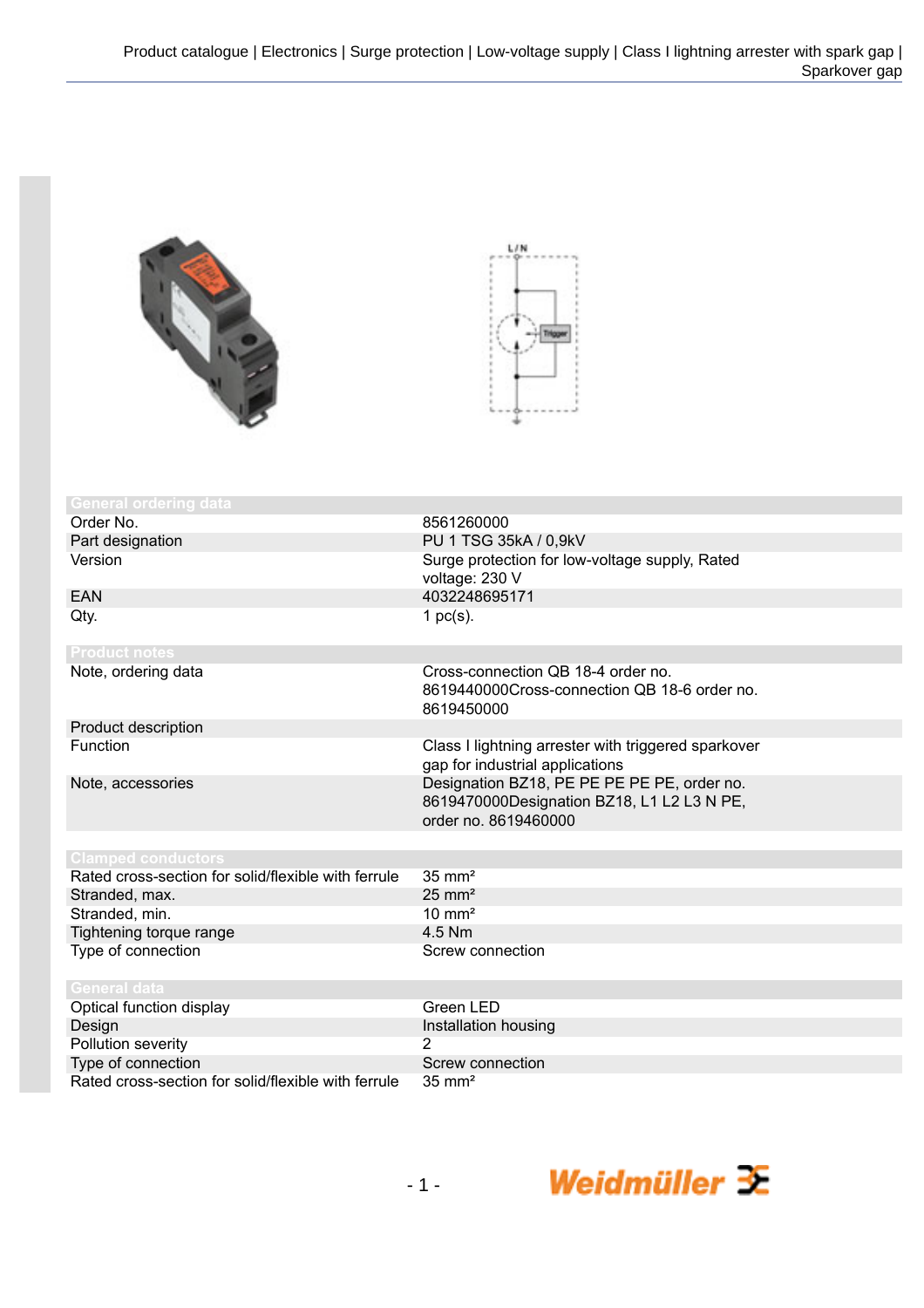## General ordering data

| | |
|---|---|
| Order No. | 8561260000 |
| Part designation | PU 1 TSG 35kA / 0,9kV |
| Version | Surge protection for low-voltage supply, Rated voltage: 230 V |
| EAN | 4032248695171 |
| Qty. | 1 pc(s). |

## Product notes

| | |
|---|---|
| Note, ordering data | Cross-connection QB 18-4 order no. 8619440000Cross-connection QB 18-6 order no. 8619450000 |
| Product description | |
| Function | Class I lightning arrester with triggered sparkover gap for industrial applications |
| Note, accessories | Designation BZ18, PE PE PE PE PE, order no. 8619470000Designation BZ18, L1 L2 L3 N PE, order no. 8619460000 |

## Clamped conductors

| | |
|---|---|
| Rated cross-section for solid/flexible with ferrule | 35 mm² |
| Stranded, max. | 25 mm² |
| Stranded, min. | 10 mm² |
| Tightening torque range | 4.5 Nm |
| Type of connection | Screw connection |

## General data

| | |
|---|---|
| Optical function display | Green LED |
| Design | Installation housing |
| Pollution severity | 2 |
| Type of connection | Screw connection |
| Rated cross-section for solid/flexible with ferrule | 35 mm² |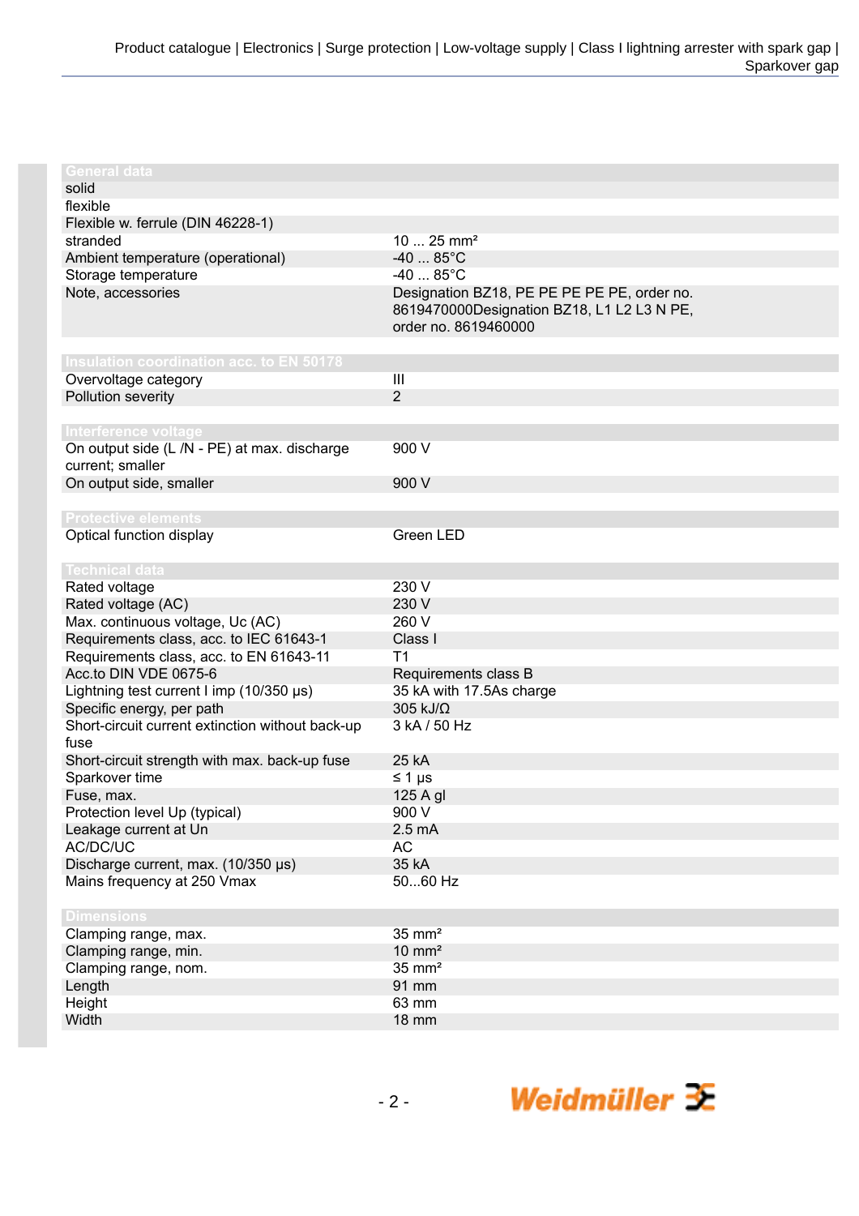## General data

| | |
|---|---|
| solid | |
| flexible | |
| Flexible w. ferrule (DIN 46228-1) | |
| stranded | 10 ... 25 mm² |
| Ambient temperature (operational) | -40 ... 85°C |
| Storage temperature | -40 ... 85°C |
| Note, accessories | Designation BZ18, PE PE PE PE PE, order no. 8619470000Designation BZ18, L1 L2 L3 N PE, order no. 8619460000 |

## Insulation coordination acc. to EN 50178

| | |
|---|---|
| Overvoltage category | III |
| Pollution severity | 2 |

## Interference voltage

| | |
|---|---|
| On output side (L /N - PE) at max. discharge current; smaller | 900 V |
| On output side, smaller | 900 V |

## Protective elements

| | |
|---|---|
| Optical function display | Green LED |

## Technical data

| | |
|---|---|
| Rated voltage | 230 V |
| Rated voltage (AC) | 230 V |
| Max. continuous voltage, Uc (AC) | 260 V |
| Requirements class, acc. to IEC 61643-1 | Class I |
| Requirements class, acc. to EN 61643-11 | T1 |
| Acc.to DIN VDE 0675-6 | Requirements class B |
| Lightning test current I imp (10/350 µs) | 35 kA with 17.5As charge |
| Specific energy, per path | 305 kJ/Ω |
| Short-circuit current extinction without back-up fuse | 3 kA / 50 Hz |
| Short-circuit strength with max. back-up fuse | 25 kA |
| Sparkover time | ≤ 1 µs |
| Fuse, max. | 125 A gl |
| Protection level Up (typical) | 900 V |
| Leakage current at Un | 2.5 mA |
| AC/DC/UC | AC |
| Discharge current, max. (10/350 µs) | 35 kA |
| Mains frequency at 250 Vmax | 50...60 Hz |

## Dimensions

| | |
|---|---|
| Clamping range, max. | 35 mm² |
| Clamping range, min. | 10 mm² |
| Clamping range, nom. | 35 mm² |
| Length | 91 mm |
| Height | 63 mm |
| Width | 18 mm |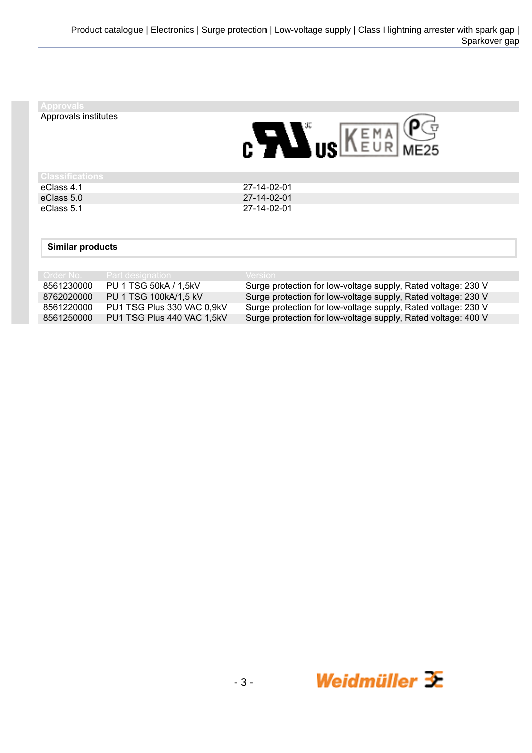## Approvals

| | |
|---|---|
| Approvals institutes | |

## Classifications

| | |
|---|---|
| eClass 4.1 | 27-14-02-01 |
| eClass 5.0 | 27-14-02-01 |
| eClass 5.1 | 27-14-02-01 |

**Similar products**

| Order No. | Part designation | Version |
|---|---|---|
| 8561230000 | PU 1 TSG 50kA / 1,5kV | Surge protection for low-voltage supply, Rated voltage: 230 V |
| 8762020000 | PU 1 TSG 100kA/1,5 kV | Surge protection for low-voltage supply, Rated voltage: 230 V |
| 8561220000 | PU1 TSG Plus 330 VAC 0,9kV | Surge protection for low-voltage supply, Rated voltage: 230 V |
| 8561250000 | PU1 TSG Plus 440 VAC 1,5kV | Surge protection for low-voltage supply, Rated voltage: 400 V |